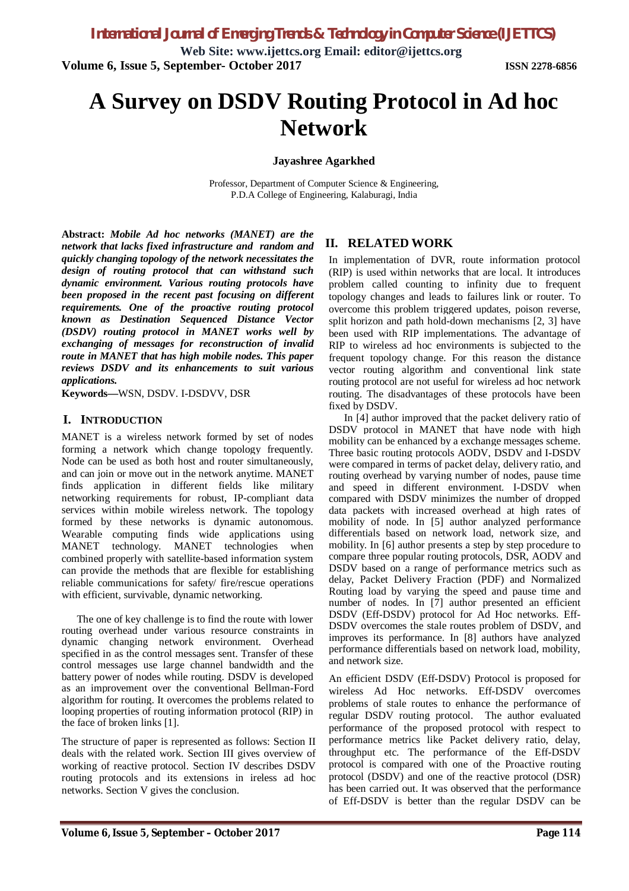# A Survey on DSDV Routing Protocol in Ad hoc Network

**Jayashree Agarkhed**

Professor, Department of Computer Science & Engineering,
P.D.A College of Engineering, Kalaburagi, India

**Abstract:** ***Mobile Ad hoc networks (MANET) are the network that lacks fixed infrastructure and random and quickly changing topology of the network necessitates the design of routing protocol that can withstand such dynamic environment. Various routing protocols have been proposed in the recent past focusing on different requirements. One of the proactive routing protocol known as Destination Sequenced Distance Vector (DSDV) routing protocol in MANET works well by exchanging of messages for reconstruction of invalid route in MANET that has high mobile nodes. This paper reviews DSDV and its enhancements to suit various applications.***

**Keywords—**WSN, DSDV. I-DSDVV, DSR

## I. Introduction

MANET is a wireless network formed by set of nodes forming a network which change topology frequently. Node can be used as both host and router simultaneously, and can join or move out in the network anytime. MANET finds application in different fields like military networking requirements for robust, IP-compliant data services within mobile wireless network. The topology formed by these networks is dynamic autonomous. Wearable computing finds wide applications using MANET technology. MANET technologies when combined properly with satellite-based information system can provide the methods that are flexible for establishing reliable communications for safety/ fire/rescue operations with efficient, survivable, dynamic networking.

The one of key challenge is to find the route with lower routing overhead under various resource constraints in dynamic changing network environment. Overhead specified in as the control messages sent. Transfer of these control messages use large channel bandwidth and the battery power of nodes while routing. DSDV is developed as an improvement over the conventional Bellman-Ford algorithm for routing. It overcomes the problems related to looping properties of routing information protocol (RIP) in the face of broken links [1].

The structure of paper is represented as follows: Section II deals with the related work. Section III gives overview of working of reactive protocol. Section IV describes DSDV routing protocols and its extensions in ireless ad hoc networks. Section V gives the conclusion.

## II. Related Work

In implementation of DVR, route information protocol (RIP) is used within networks that are local. It introduces problem called counting to infinity due to frequent topology changes and leads to failures link or router. To overcome this problem triggered updates, poison reverse, split horizon and path hold-down mechanisms [2, 3] have been used with RIP implementations. The advantage of RIP to wireless ad hoc environments is subjected to the frequent topology change. For this reason the distance vector routing algorithm and conventional link state routing protocol are not useful for wireless ad hoc network routing. The disadvantages of these protocols have been fixed by DSDV.

In [4] author improved that the packet delivery ratio of DSDV protocol in MANET that have node with high mobility can be enhanced by a exchange messages scheme. Three basic routing protocols AODV, DSDV and I-DSDV were compared in terms of packet delay, delivery ratio, and routing overhead by varying number of nodes, pause time and speed in different environment. I-DSDV when compared with DSDV minimizes the number of dropped data packets with increased overhead at high rates of mobility of node. In [5] author analyzed performance differentials based on network load, network size, and mobility. In [6] author presents a step by step procedure to compare three popular routing protocols, DSR, AODV and DSDV based on a range of performance metrics such as delay, Packet Delivery Fraction (PDF) and Normalized Routing load by varying the speed and pause time and number of nodes. In [7] author presented an efficient DSDV (Eff-DSDV) protocol for Ad Hoc networks. Eff-DSDV overcomes the stale routes problem of DSDV, and improves its performance. In [8] authors have analyzed performance differentials based on network load, mobility, and network size.

An efficient DSDV (Eff-DSDV) Protocol is proposed for wireless Ad Hoc networks. Eff-DSDV overcomes problems of stale routes to enhance the performance of regular DSDV routing protocol. The author evaluated performance of the proposed protocol with respect to performance metrics like Packet delivery ratio, delay, throughput etc. The performance of the Eff-DSDV protocol is compared with one of the Proactive routing protocol (DSDV) and one of the reactive protocol (DSR) has been carried out. It was observed that the performance of Eff-DSDV is better than the regular DSDV can be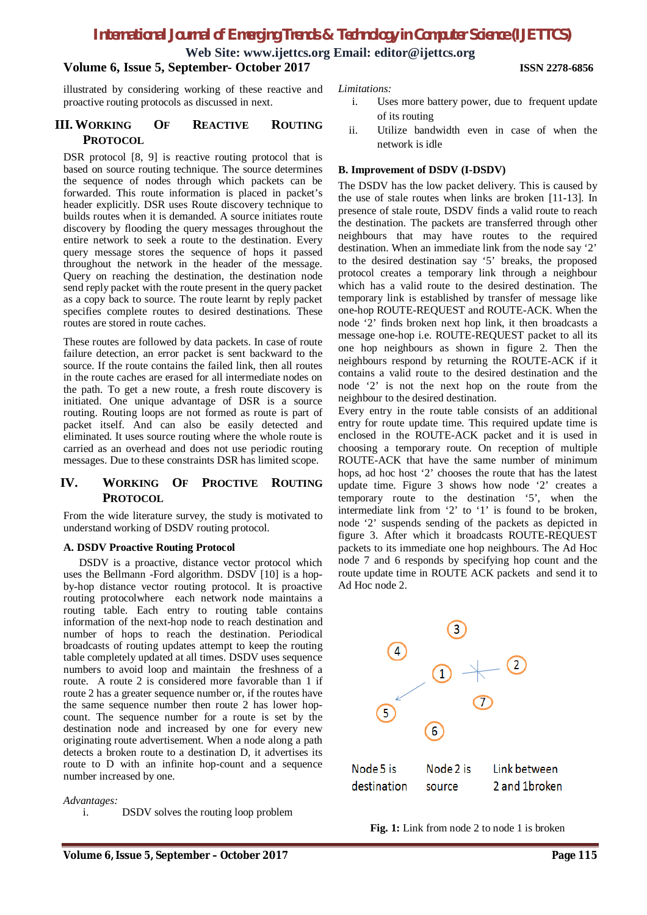illustrated by considering working of these reactive and proactive routing protocols as discussed in next.

## III. Working Of Reactive Routing Protocol

DSR protocol [8, 9] is reactive routing protocol that is based on source routing technique. The source determines the sequence of nodes through which packets can be forwarded. This route information is placed in packet's header explicitly. DSR uses Route discovery technique to builds routes when it is demanded. A source initiates route discovery by flooding the query messages throughout the entire network to seek a route to the destination. Every query message stores the sequence of hops it passed throughout the network in the header of the message. Query on reaching the destination, the destination node send reply packet with the route present in the query packet as a copy back to source. The route learnt by reply packet specifies complete routes to desired destinations. These routes are stored in route caches.

These routes are followed by data packets. In case of route failure detection, an error packet is sent backward to the source. If the route contains the failed link, then all routes in the route caches are erased for all intermediate nodes on the path. To get a new route, a fresh route discovery is initiated. One unique advantage of DSR is a source routing. Routing loops are not formed as route is part of packet itself. And can also be easily detected and eliminated. It uses source routing where the whole route is carried as an overhead and does not use periodic routing messages. Due to these constraints DSR has limited scope.

## IV. Working Of Proctive Routing Protocol

From the wide literature survey, the study is motivated to understand working of DSDV routing protocol.

### A. DSDV Proactive Routing Protocol

DSDV is a proactive, distance vector protocol which uses the Bellmann -Ford algorithm. DSDV [10] is a hop-by-hop distance vector routing protocol. It is proactive routing protocolwhere each network node maintains a routing table. Each entry to routing table contains information of the next-hop node to reach destination and number of hops to reach the destination. Periodical broadcasts of routing updates attempt to keep the routing table completely updated at all times. DSDV uses sequence numbers to avoid loop and maintain the freshness of a route. A route 2 is considered more favorable than 1 if route 2 has a greater sequence number or, if the routes have the same sequence number then route 2 has lower hop-count. The sequence number for a route is set by the destination node and increased by one for every new originating route advertisement. When a node along a path detects a broken route to a destination D, it advertises its route to D with an infinite hop-count and a sequence number increased by one.

*Advantages:*

i. DSDV solves the routing loop problem

*Limitations:*

i. Uses more battery power, due to frequent update of its routing
ii. Utilize bandwidth even in case of when the network is idle

### B. Improvement of DSDV (I-DSDV)

The DSDV has the low packet delivery. This is caused by the use of stale routes when links are broken [11-13]. In presence of stale route, DSDV finds a valid route to reach the destination. The packets are transferred through other neighbours that may have routes to the required destination. When an immediate link from the node say '2' to the desired destination say '5' breaks, the proposed protocol creates a temporary link through a neighbour which has a valid route to the desired destination. The temporary link is established by transfer of message like one-hop ROUTE-REQUEST and ROUTE-ACK. When the node '2' finds broken next hop link, it then broadcasts a message one-hop i.e. ROUTE-REQUEST packet to all its one hop neighbours as shown in figure 2. Then the neighbours respond by returning the ROUTE-ACK if it contains a valid route to the desired destination and the node '2' is not the next hop on the route from the neighbour to the desired destination.

Every entry in the route table consists of an additional entry for route update time. This required update time is enclosed in the ROUTE-ACK packet and it is used in choosing a temporary route. On reception of multiple ROUTE-ACK that have the same number of minimum hops, ad hoc host '2' chooses the route that has the latest update time. Figure 3 shows how node '2' creates a temporary route to the destination '5', when the intermediate link from '2' to '1' is found to be broken, node '2' suspends sending of the packets as depicted in figure 3. After which it broadcasts ROUTE-REQUEST packets to its immediate one hop neighbours. The Ad Hoc node 7 and 6 responds by specifying hop count and the route update time in ROUTE ACK packets and send it to Ad Hoc node 2.

Node 5 is destination | Node 2 is source | Link between 2 and 1broken

**Fig. 1:** Link from node 2 to node 1 is broken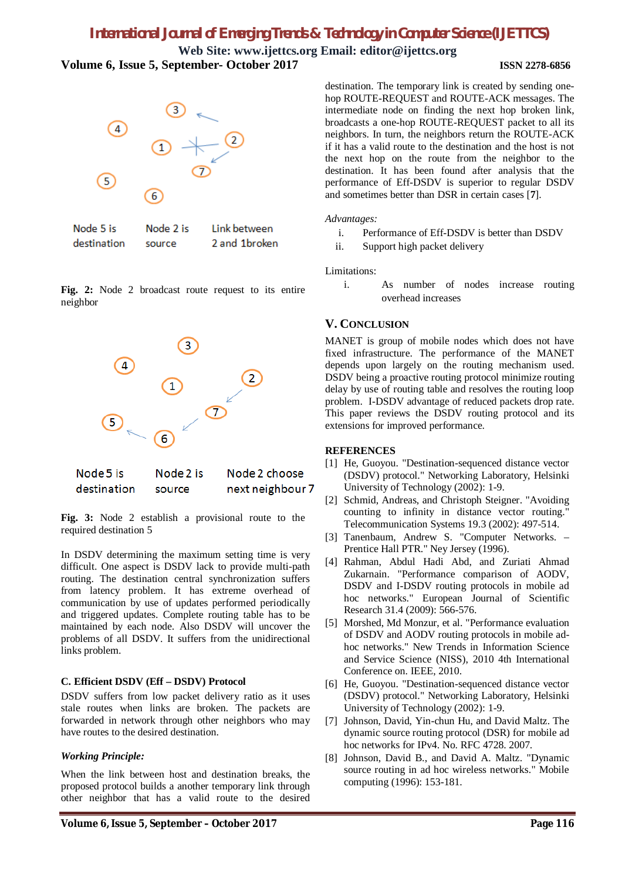Fig. 2: Node 2 broadcast route request to its entire neighbor

Fig. 3: Node 2 establish a provisional route to the required destination 5

In DSDV determining the maximum setting time is very difficult. One aspect is DSDV lack to provide multi-path routing. The destination central synchronization suffers from latency problem. It has extreme overhead of communication by use of updates performed periodically and triggered updates. Complete routing table has to be maintained by each node. Also DSDV will uncover the problems of all DSDV. It suffers from the unidirectional links problem.

### C. Efficient DSDV (Eff – DSDV) Protocol

DSDV suffers from low packet delivery ratio as it uses stale routes when links are broken. The packets are forwarded in network through other neighbors who may have routes to the desired destination.

***Working Principle:***

When the link between host and destination breaks, the proposed protocol builds a another temporary link through other neighbor that has a valid route to the desired destination. The temporary link is created by sending one-hop ROUTE-REQUEST and ROUTE-ACK messages. The intermediate node on finding the next hop broken link, broadcasts a one-hop ROUTE-REQUEST packet to all its neighbors. In turn, the neighbors return the ROUTE-ACK if it has a valid route to the destination and the host is not the next hop on the route from the neighbor to the destination. It has been found after analysis that the performance of Eff-DSDV is superior to regular DSDV and sometimes better than DSR in certain cases [7].

*Advantages:*

i. Performance of Eff-DSDV is better than DSDV
ii. Support high packet delivery

Limitations:

i. As number of nodes increase routing overhead increases

## V. Conclusion

MANET is group of mobile nodes which does not have fixed infrastructure. The performance of the MANET depends upon largely on the routing mechanism used. DSDV being a proactive routing protocol minimize routing delay by use of routing table and resolves the routing loop problem. I-DSDV advantage of reduced packets drop rate. This paper reviews the DSDV routing protocol and its extensions for improved performance.

## REFERENCES

[1] He, Guoyou. "Destination-sequenced distance vector (DSDV) protocol." Networking Laboratory, Helsinki University of Technology (2002): 1-9.

[2] Schmid, Andreas, and Christoph Steigner. "Avoiding counting to infinity in distance vector routing." Telecommunication Systems 19.3 (2002): 497-514.

[3] Tanenbaum, Andrew S. "Computer Networks. – Prentice Hall PTR." Ney Jersey (1996).

[4] Rahman, Abdul Hadi Abd, and Zuriati Ahmad Zukarnain. "Performance comparison of AODV, DSDV and I-DSDV routing protocols in mobile ad hoc networks." European Journal of Scientific Research 31.4 (2009): 566-576.

[5] Morshed, Md Monzur, et al. "Performance evaluation of DSDV and AODV routing protocols in mobile ad-hoc networks." New Trends in Information Science and Service Science (NISS), 2010 4th International Conference on. IEEE, 2010.

[6] He, Guoyou. "Destination-sequenced distance vector (DSDV) protocol." Networking Laboratory, Helsinki University of Technology (2002): 1-9.

[7] Johnson, David, Yin-chun Hu, and David Maltz. The dynamic source routing protocol (DSR) for mobile ad hoc networks for IPv4. No. RFC 4728. 2007.

[8] Johnson, David B., and David A. Maltz. "Dynamic source routing in ad hoc wireless networks." Mobile computing (1996): 153-181.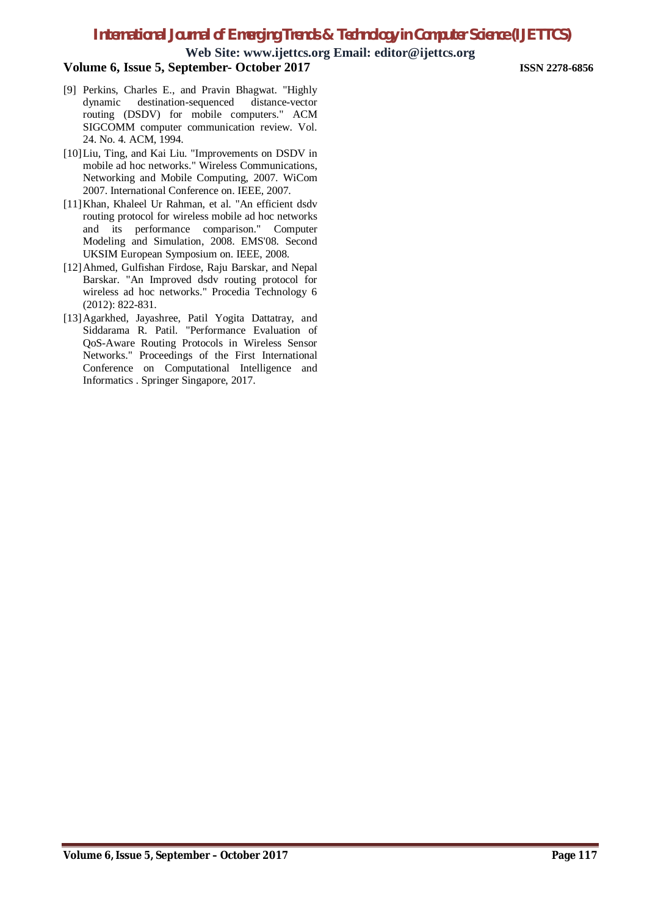[9] Perkins, Charles E., and Pravin Bhagwat. "Highly dynamic destination-sequenced distance-vector routing (DSDV) for mobile computers." ACM SIGCOMM computer communication review. Vol. 24. No. 4. ACM, 1994.

[10] Liu, Ting, and Kai Liu. "Improvements on DSDV in mobile ad hoc networks." Wireless Communications, Networking and Mobile Computing, 2007. WiCom 2007. International Conference on. IEEE, 2007.

[11] Khan, Khaleel Ur Rahman, et al. "An efficient dsdv routing protocol for wireless mobile ad hoc networks and its performance comparison." Computer Modeling and Simulation, 2008. EMS'08. Second UKSIM European Symposium on. IEEE, 2008.

[12] Ahmed, Gulfishan Firdose, Raju Barskar, and Nepal Barskar. "An Improved dsdv routing protocol for wireless ad hoc networks." Procedia Technology 6 (2012): 822-831.

[13] Agarkhed, Jayashree, Patil Yogita Dattatray, and Siddarama R. Patil. "Performance Evaluation of QoS-Aware Routing Protocols in Wireless Sensor Networks." Proceedings of the First International Conference on Computational Intelligence and Informatics . Springer Singapore, 2017.